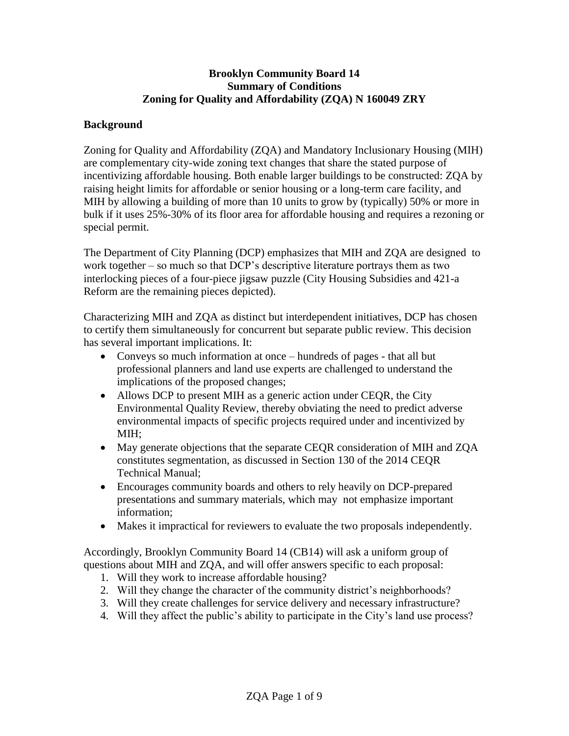**Brooklyn Community Board 14**
**Summary of Conditions**
**Zoning for Quality and Affordability (ZQA) N 160049 ZRY**

## Background

Zoning for Quality and Affordability (ZQA) and Mandatory Inclusionary Housing (MIH) are complementary city-wide zoning text changes that share the stated purpose of incentivizing affordable housing. Both enable larger buildings to be constructed: ZQA by raising height limits for affordable or senior housing or a long-term care facility, and MIH by allowing a building of more than 10 units to grow by (typically) 50% or more in bulk if it uses 25%-30% of its floor area for affordable housing and requires a rezoning or special permit.

The Department of City Planning (DCP) emphasizes that MIH and ZQA are designed to work together – so much so that DCP's descriptive literature portrays them as two interlocking pieces of a four-piece jigsaw puzzle (City Housing Subsidies and 421-a Reform are the remaining pieces depicted).

Characterizing MIH and ZQA as distinct but interdependent initiatives, DCP has chosen to certify them simultaneously for concurrent but separate public review. This decision has several important implications. It:

- Conveys so much information at once – hundreds of pages - that all but professional planners and land use experts are challenged to understand the implications of the proposed changes;
- Allows DCP to present MIH as a generic action under CEQR, the City Environmental Quality Review, thereby obviating the need to predict adverse environmental impacts of specific projects required under and incentivized by MIH;
- May generate objections that the separate CEQR consideration of MIH and ZQA constitutes segmentation, as discussed in Section 130 of the 2014 CEQR Technical Manual;
- Encourages community boards and others to rely heavily on DCP-prepared presentations and summary materials, which may not emphasize important information;
- Makes it impractical for reviewers to evaluate the two proposals independently.

Accordingly, Brooklyn Community Board 14 (CB14) will ask a uniform group of questions about MIH and ZQA, and will offer answers specific to each proposal:

1. Will they work to increase affordable housing?
2. Will they change the character of the community district's neighborhoods?
3. Will they create challenges for service delivery and necessary infrastructure?
4. Will they affect the public's ability to participate in the City's land use process?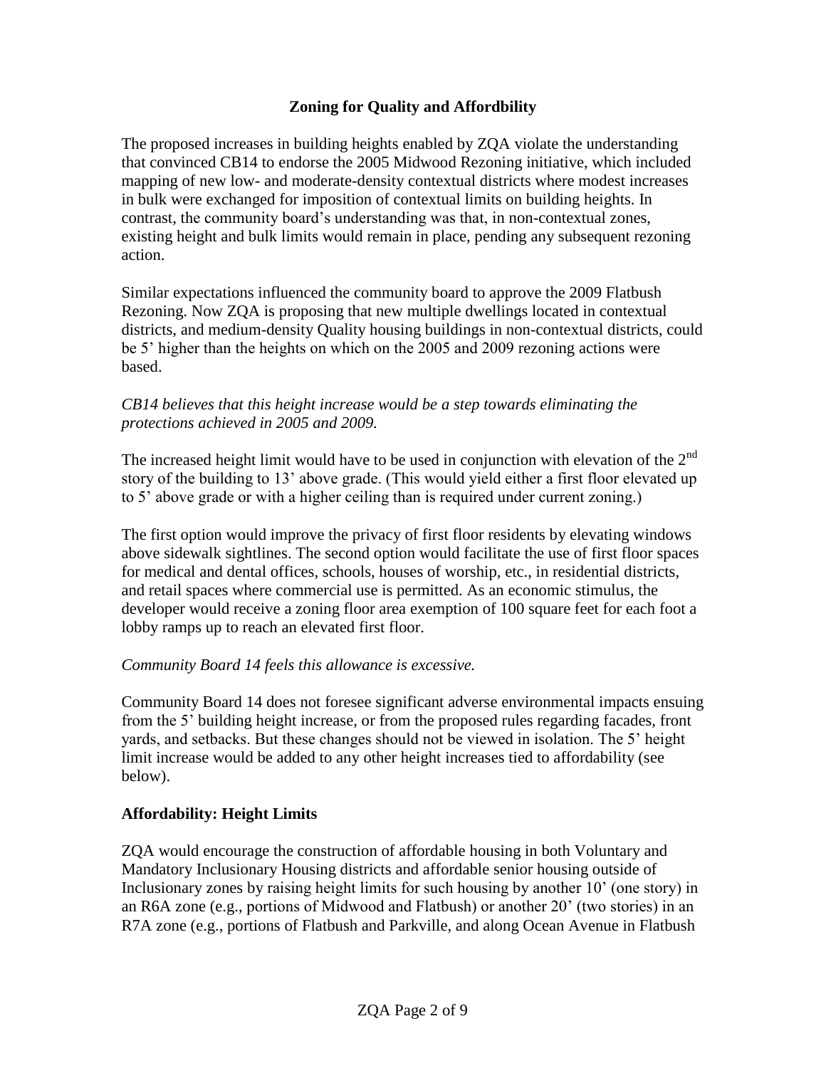## Zoning for Quality and Affordbility

The proposed increases in building heights enabled by ZQA violate the understanding that convinced CB14 to endorse the 2005 Midwood Rezoning initiative, which included mapping of new low- and moderate-density contextual districts where modest increases in bulk were exchanged for imposition of contextual limits on building heights. In contrast, the community board's understanding was that, in non-contextual zones, existing height and bulk limits would remain in place, pending any subsequent rezoning action.

Similar expectations influenced the community board to approve the 2009 Flatbush Rezoning. Now ZQA is proposing that new multiple dwellings located in contextual districts, and medium-density Quality housing buildings in non-contextual districts, could be 5' higher than the heights on which on the 2005 and 2009 rezoning actions were based.

*CB14 believes that this height increase would be a step towards eliminating the protections achieved in 2005 and 2009.*

The increased height limit would have to be used in conjunction with elevation of the 2nd story of the building to 13' above grade. (This would yield either a first floor elevated up to 5' above grade or with a higher ceiling than is required under current zoning.)

The first option would improve the privacy of first floor residents by elevating windows above sidewalk sightlines. The second option would facilitate the use of first floor spaces for medical and dental offices, schools, houses of worship, etc., in residential districts, and retail spaces where commercial use is permitted. As an economic stimulus, the developer would receive a zoning floor area exemption of 100 square feet for each foot a lobby ramps up to reach an elevated first floor.

*Community Board 14 feels this allowance is excessive.*

Community Board 14 does not foresee significant adverse environmental impacts ensuing from the 5' building height increase, or from the proposed rules regarding facades, front yards, and setbacks. But these changes should not be viewed in isolation. The 5' height limit increase would be added to any other height increases tied to affordability (see below).

## Affordability: Height Limits

ZQA would encourage the construction of affordable housing in both Voluntary and Mandatory Inclusionary Housing districts and affordable senior housing outside of Inclusionary zones by raising height limits for such housing by another 10' (one story) in an R6A zone (e.g., portions of Midwood and Flatbush) or another 20' (two stories) in an R7A zone (e.g., portions of Flatbush and Parkville, and along Ocean Avenue in Flatbush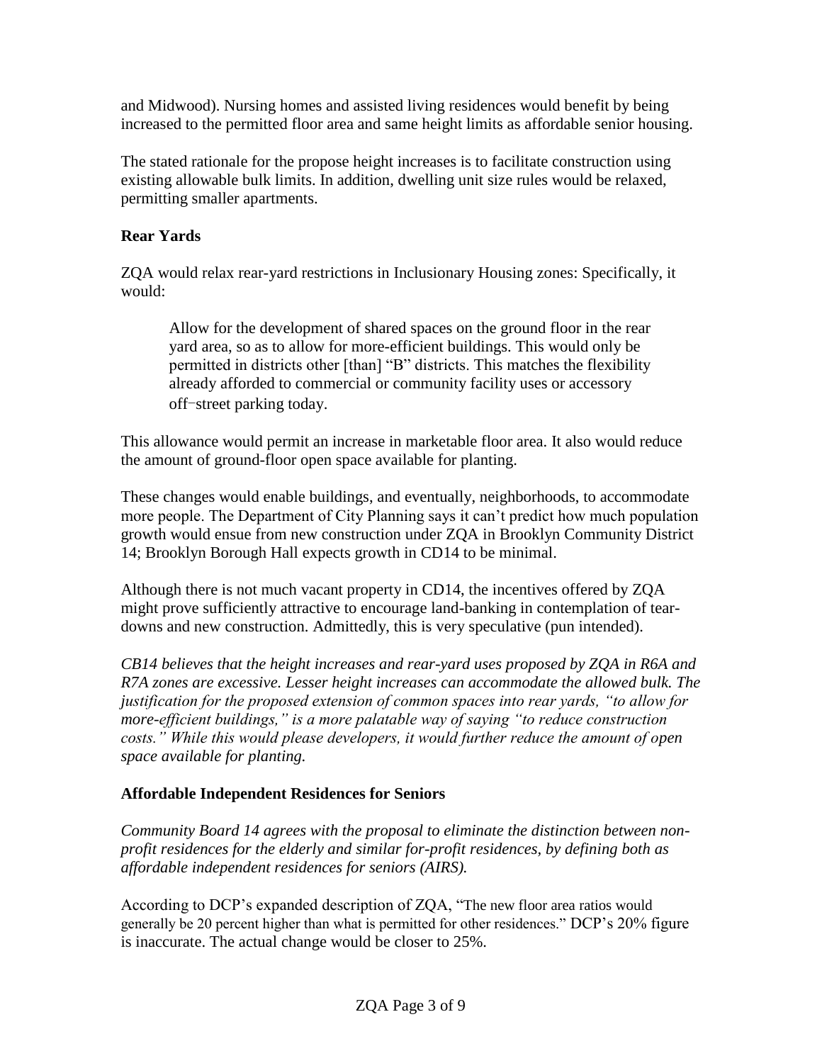and Midwood). Nursing homes and assisted living residences would benefit by being increased to the permitted floor area and same height limits as affordable senior housing.

The stated rationale for the propose height increases is to facilitate construction using existing allowable bulk limits. In addition, dwelling unit size rules would be relaxed, permitting smaller apartments.

## Rear Yards

ZQA would relax rear-yard restrictions in Inclusionary Housing zones: Specifically, it would:

> Allow for the development of shared spaces on the ground floor in the rear yard area, so as to allow for more-efficient buildings. This would only be permitted in districts other [than] "B" districts. This matches the flexibility already afforded to commercial or community facility uses or accessory off-street parking today.

This allowance would permit an increase in marketable floor area. It also would reduce the amount of ground-floor open space available for planting.

These changes would enable buildings, and eventually, neighborhoods, to accommodate more people. The Department of City Planning says it can't predict how much population growth would ensue from new construction under ZQA in Brooklyn Community District 14; Brooklyn Borough Hall expects growth in CD14 to be minimal.

Although there is not much vacant property in CD14, the incentives offered by ZQA might prove sufficiently attractive to encourage land-banking in contemplation of tear-downs and new construction. Admittedly, this is very speculative (pun intended).

*CB14 believes that the height increases and rear-yard uses proposed by ZQA in R6A and R7A zones are excessive. Lesser height increases can accommodate the allowed bulk. The justification for the proposed extension of common spaces into rear yards, "to allow for more-efficient buildings," is a more palatable way of saying "to reduce construction costs." While this would please developers, it would further reduce the amount of open space available for planting.*

## Affordable Independent Residences for Seniors

*Community Board 14 agrees with the proposal to eliminate the distinction between non-profit residences for the elderly and similar for-profit residences, by defining both as affordable independent residences for seniors (AIRS).*

According to DCP's expanded description of ZQA, "The new floor area ratios would generally be 20 percent higher than what is permitted for other residences." DCP's 20% figure is inaccurate. The actual change would be closer to 25%.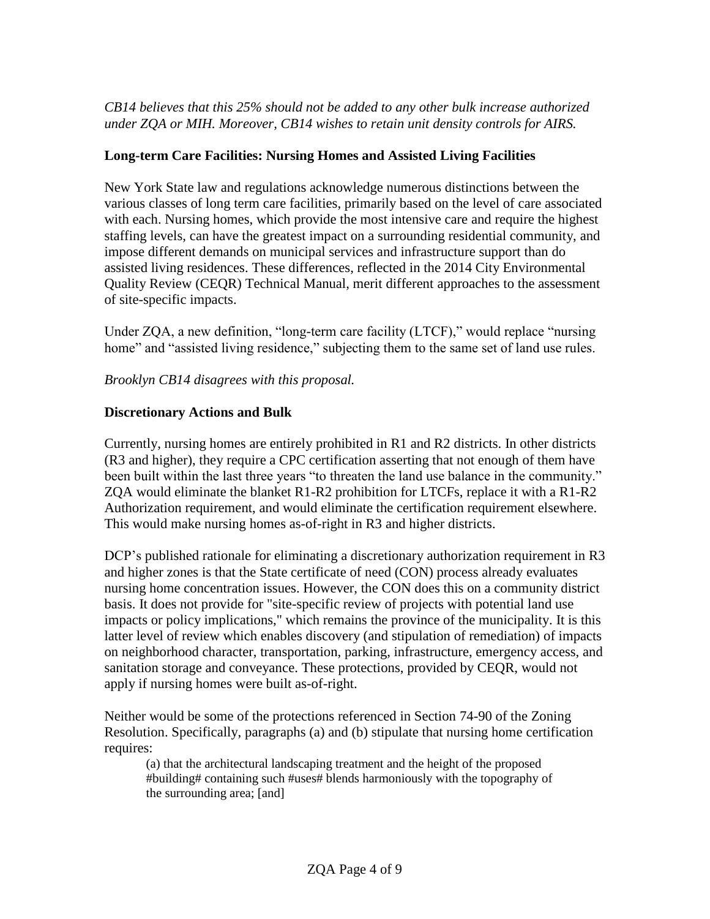*CB14 believes that this 25% should not be added to any other bulk increase authorized under ZQA or MIH. Moreover, CB14 wishes to retain unit density controls for AIRS.*

**Long-term Care Facilities: Nursing Homes and Assisted Living Facilities**

New York State law and regulations acknowledge numerous distinctions between the various classes of long term care facilities, primarily based on the level of care associated with each. Nursing homes, which provide the most intensive care and require the highest staffing levels, can have the greatest impact on a surrounding residential community, and impose different demands on municipal services and infrastructure support than do assisted living residences. These differences, reflected in the 2014 City Environmental Quality Review (CEQR) Technical Manual, merit different approaches to the assessment of site-specific impacts.

Under ZQA, a new definition, "long-term care facility (LTCF)," would replace "nursing home" and "assisted living residence," subjecting them to the same set of land use rules.

*Brooklyn CB14 disagrees with this proposal.*

**Discretionary Actions and Bulk**

Currently, nursing homes are entirely prohibited in R1 and R2 districts. In other districts (R3 and higher), they require a CPC certification asserting that not enough of them have been built within the last three years "to threaten the land use balance in the community." ZQA would eliminate the blanket R1-R2 prohibition for LTCFs, replace it with a R1-R2 Authorization requirement, and would eliminate the certification requirement elsewhere. This would make nursing homes as-of-right in R3 and higher districts.

DCP's published rationale for eliminating a discretionary authorization requirement in R3 and higher zones is that the State certificate of need (CON) process already evaluates nursing home concentration issues. However, the CON does this on a community district basis. It does not provide for "site-specific review of projects with potential land use impacts or policy implications," which remains the province of the municipality. It is this latter level of review which enables discovery (and stipulation of remediation) of impacts on neighborhood character, transportation, parking, infrastructure, emergency access, and sanitation storage and conveyance. These protections, provided by CEQR, would not apply if nursing homes were built as-of-right.

Neither would be some of the protections referenced in Section 74-90 of the Zoning Resolution. Specifically, paragraphs (a) and (b) stipulate that nursing home certification requires:

> (a) that the architectural landscaping treatment and the height of the proposed #building# containing such #uses# blends harmoniously with the topography of the surrounding area; [and]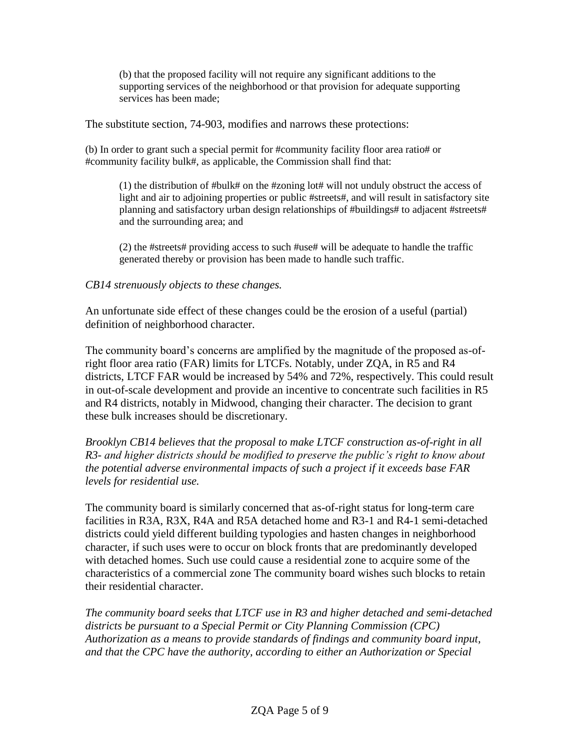(b) that the proposed facility will not require any significant additions to the supporting services of the neighborhood or that provision for adequate supporting services has been made;

The substitute section, 74-903, modifies and narrows these protections:

(b) In order to grant such a special permit for #community facility floor area ratio# or #community facility bulk#, as applicable, the Commission shall find that:

(1) the distribution of #bulk# on the #zoning lot# will not unduly obstruct the access of light and air to adjoining properties or public #streets#, and will result in satisfactory site planning and satisfactory urban design relationships of #buildings# to adjacent #streets# and the surrounding area; and

(2) the #streets# providing access to such #use# will be adequate to handle the traffic generated thereby or provision has been made to handle such traffic.

*CB14 strenuously objects to these changes.*

An unfortunate side effect of these changes could be the erosion of a useful (partial) definition of neighborhood character.

The community board's concerns are amplified by the magnitude of the proposed as-of-right floor area ratio (FAR) limits for LTCFs. Notably, under ZQA, in R5 and R4 districts, LTCF FAR would be increased by 54% and 72%, respectively. This could result in out-of-scale development and provide an incentive to concentrate such facilities in R5 and R4 districts, notably in Midwood, changing their character. The decision to grant these bulk increases should be discretionary.

*Brooklyn CB14 believes that the proposal to make LTCF construction as-of-right in all R3- and higher districts should be modified to preserve the public's right to know about the potential adverse environmental impacts of such a project if it exceeds base FAR levels for residential use.*

The community board is similarly concerned that as-of-right status for long-term care facilities in R3A, R3X, R4A and R5A detached home and R3-1 and R4-1 semi-detached districts could yield different building typologies and hasten changes in neighborhood character, if such uses were to occur on block fronts that are predominantly developed with detached homes. Such use could cause a residential zone to acquire some of the characteristics of a commercial zone The community board wishes such blocks to retain their residential character.

*The community board seeks that LTCF use in R3 and higher detached and semi-detached districts be pursuant to a Special Permit or City Planning Commission (CPC) Authorization as a means to provide standards of findings and community board input, and that the CPC have the authority, according to either an Authorization or Special*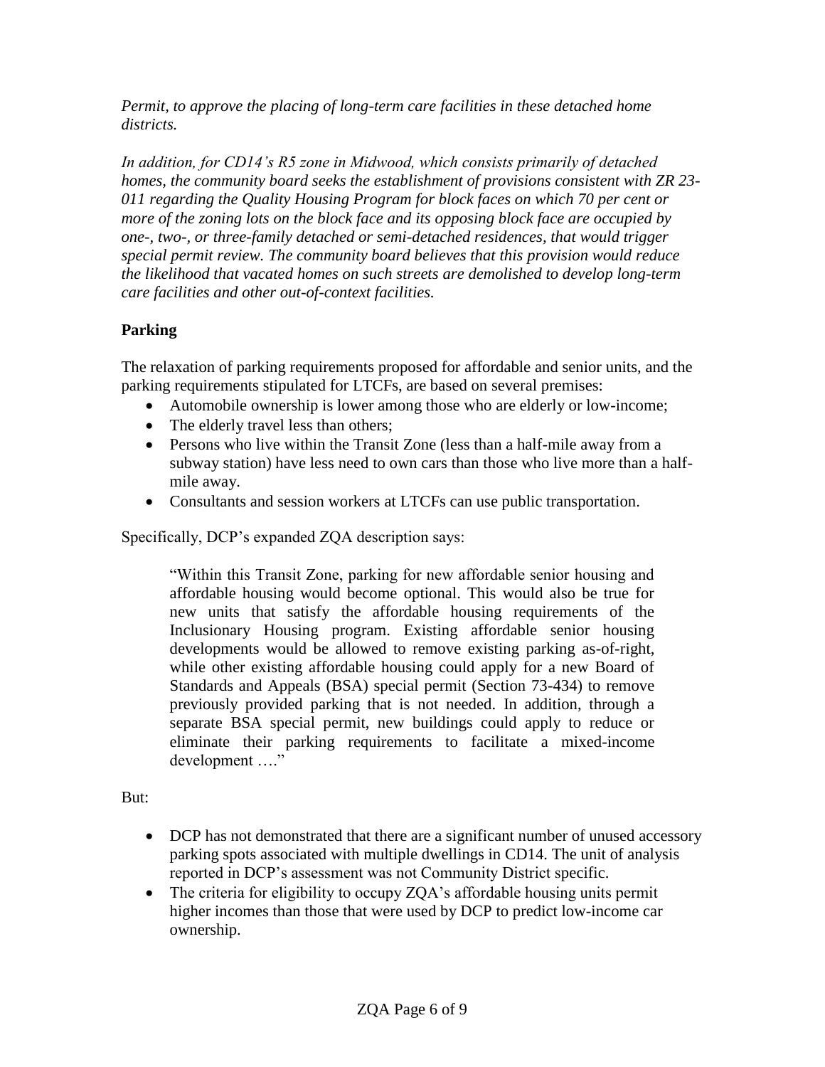*Permit, to approve the placing of long-term care facilities in these detached home districts.*

*In addition, for CD14's R5 zone in Midwood, which consists primarily of detached homes, the community board seeks the establishment of provisions consistent with ZR 23-011 regarding the Quality Housing Program for block faces on which 70 per cent or more of the zoning lots on the block face and its opposing block face are occupied by one-, two-, or three-family detached or semi-detached residences, that would trigger special permit review. The community board believes that this provision would reduce the likelihood that vacated homes on such streets are demolished to develop long-term care facilities and other out-of-context facilities.*

**Parking**

The relaxation of parking requirements proposed for affordable and senior units, and the parking requirements stipulated for LTCFs, are based on several premises:

- Automobile ownership is lower among those who are elderly or low-income;
- The elderly travel less than others;
- Persons who live within the Transit Zone (less than a half-mile away from a subway station) have less need to own cars than those who live more than a half-mile away.
- Consultants and session workers at LTCFs can use public transportation.

Specifically, DCP's expanded ZQA description says:

> "Within this Transit Zone, parking for new affordable senior housing and affordable housing would become optional. This would also be true for new units that satisfy the affordable housing requirements of the Inclusionary Housing program. Existing affordable senior housing developments would be allowed to remove existing parking as-of-right, while other existing affordable housing could apply for a new Board of Standards and Appeals (BSA) special permit (Section 73-434) to remove previously provided parking that is not needed. In addition, through a separate BSA special permit, new buildings could apply to reduce or eliminate their parking requirements to facilitate a mixed-income development …."

But:

- DCP has not demonstrated that there are a significant number of unused accessory parking spots associated with multiple dwellings in CD14. The unit of analysis reported in DCP's assessment was not Community District specific.
- The criteria for eligibility to occupy ZQA's affordable housing units permit higher incomes than those that were used by DCP to predict low-income car ownership.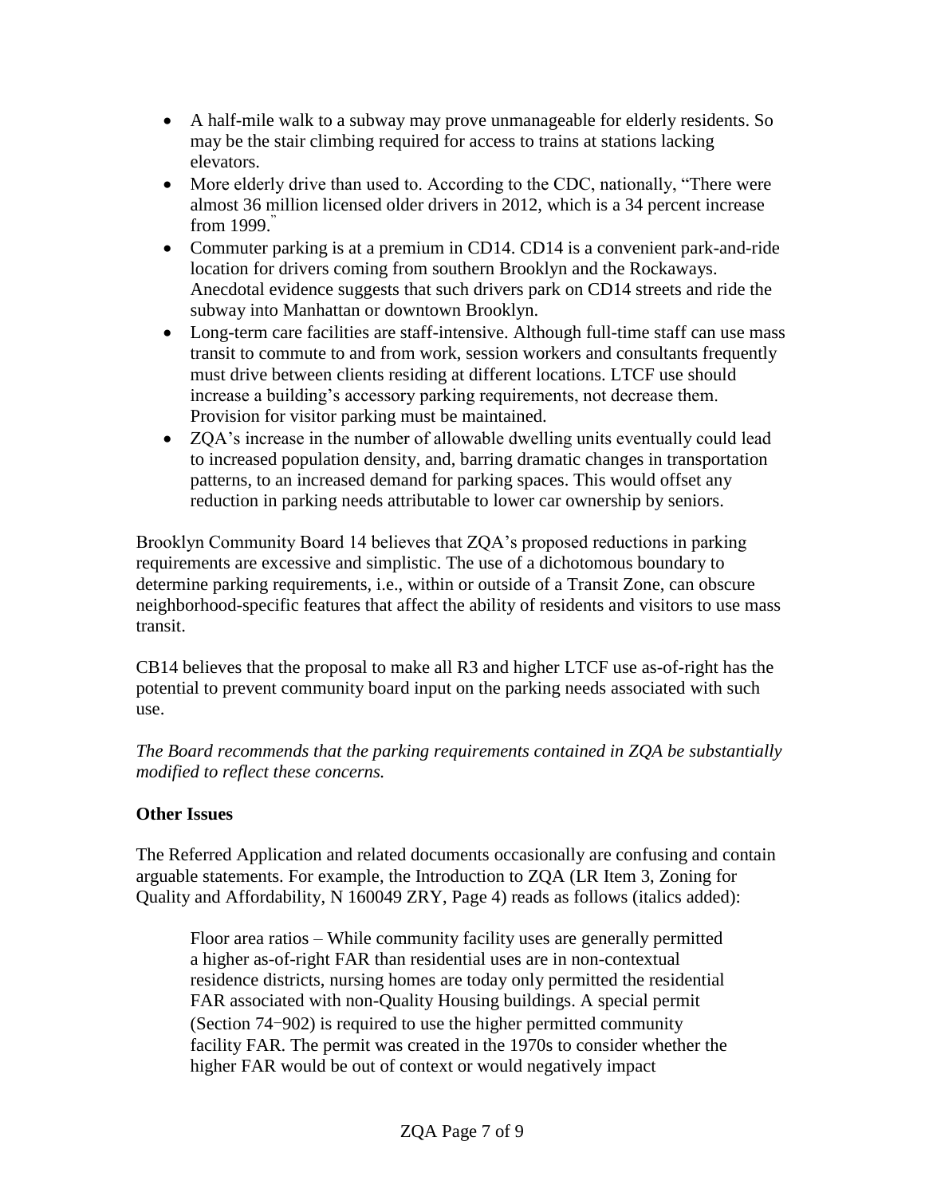- A half-mile walk to a subway may prove unmanageable for elderly residents. So may be the stair climbing required for access to trains at stations lacking elevators.
- More elderly drive than used to. According to the CDC, nationally, "There were almost 36 million licensed older drivers in 2012, which is a 34 percent increase from 1999."
- Commuter parking is at a premium in CD14. CD14 is a convenient park-and-ride location for drivers coming from southern Brooklyn and the Rockaways. Anecdotal evidence suggests that such drivers park on CD14 streets and ride the subway into Manhattan or downtown Brooklyn.
- Long-term care facilities are staff-intensive. Although full-time staff can use mass transit to commute to and from work, session workers and consultants frequently must drive between clients residing at different locations. LTCF use should increase a building's accessory parking requirements, not decrease them. Provision for visitor parking must be maintained.
- ZQA's increase in the number of allowable dwelling units eventually could lead to increased population density, and, barring dramatic changes in transportation patterns, to an increased demand for parking spaces. This would offset any reduction in parking needs attributable to lower car ownership by seniors.

Brooklyn Community Board 14 believes that ZQA's proposed reductions in parking requirements are excessive and simplistic. The use of a dichotomous boundary to determine parking requirements, i.e., within or outside of a Transit Zone, can obscure neighborhood-specific features that affect the ability of residents and visitors to use mass transit.

CB14 believes that the proposal to make all R3 and higher LTCF use as-of-right has the potential to prevent community board input on the parking needs associated with such use.

*The Board recommends that the parking requirements contained in ZQA be substantially modified to reflect these concerns.*

**Other Issues**

The Referred Application and related documents occasionally are confusing and contain arguable statements. For example, the Introduction to ZQA (LR Item 3, Zoning for Quality and Affordability, N 160049 ZRY, Page 4) reads as follows (italics added):

> Floor area ratios – While community facility uses are generally permitted a higher as-of-right FAR than residential uses are in non-contextual residence districts, nursing homes are today only permitted the residential FAR associated with non-Quality Housing buildings. A special permit (Section 74-902) is required to use the higher permitted community facility FAR. The permit was created in the 1970s to consider whether the higher FAR would be out of context or would negatively impact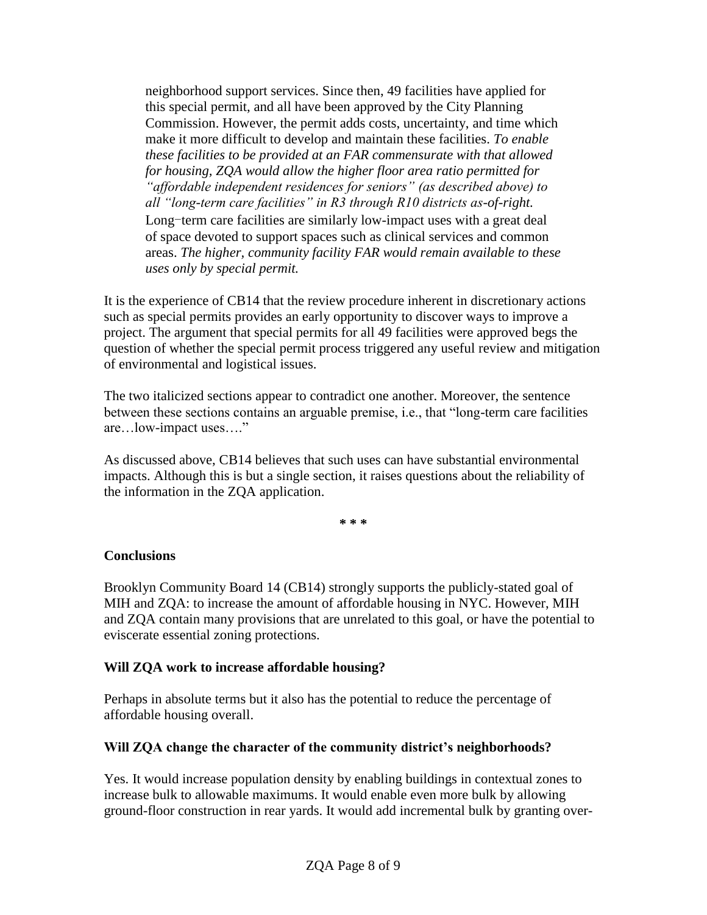> neighborhood support services. Since then, 49 facilities have applied for this special permit, and all have been approved by the City Planning Commission. However, the permit adds costs, uncertainty, and time which make it more difficult to develop and maintain these facilities. *To enable these facilities to be provided at an FAR commensurate with that allowed for housing, ZQA would allow the higher floor area ratio permitted for "affordable independent residences for seniors" (as described above) to all "long-term care facilities" in R3 through R10 districts as-of-right.* Long-term care facilities are similarly low-impact uses with a great deal of space devoted to support spaces such as clinical services and common areas. *The higher, community facility FAR would remain available to these uses only by special permit.*

It is the experience of CB14 that the review procedure inherent in discretionary actions such as special permits provides an early opportunity to discover ways to improve a project. The argument that special permits for all 49 facilities were approved begs the question of whether the special permit process triggered any useful review and mitigation of environmental and logistical issues.

The two italicized sections appear to contradict one another. Moreover, the sentence between these sections contains an arguable premise, i.e., that "long-term care facilities are…low-impact uses…."

As discussed above, CB14 believes that such uses can have substantial environmental impacts. Although this is but a single section, it raises questions about the reliability of the information in the ZQA application.

\* \* \*

**Conclusions**

Brooklyn Community Board 14 (CB14) strongly supports the publicly-stated goal of MIH and ZQA: to increase the amount of affordable housing in NYC. However, MIH and ZQA contain many provisions that are unrelated to this goal, or have the potential to eviscerate essential zoning protections.

**Will ZQA work to increase affordable housing?**

Perhaps in absolute terms but it also has the potential to reduce the percentage of affordable housing overall.

**Will ZQA change the character of the community district's neighborhoods?**

Yes. It would increase population density by enabling buildings in contextual zones to increase bulk to allowable maximums. It would enable even more bulk by allowing ground-floor construction in rear yards. It would add incremental bulk by granting over-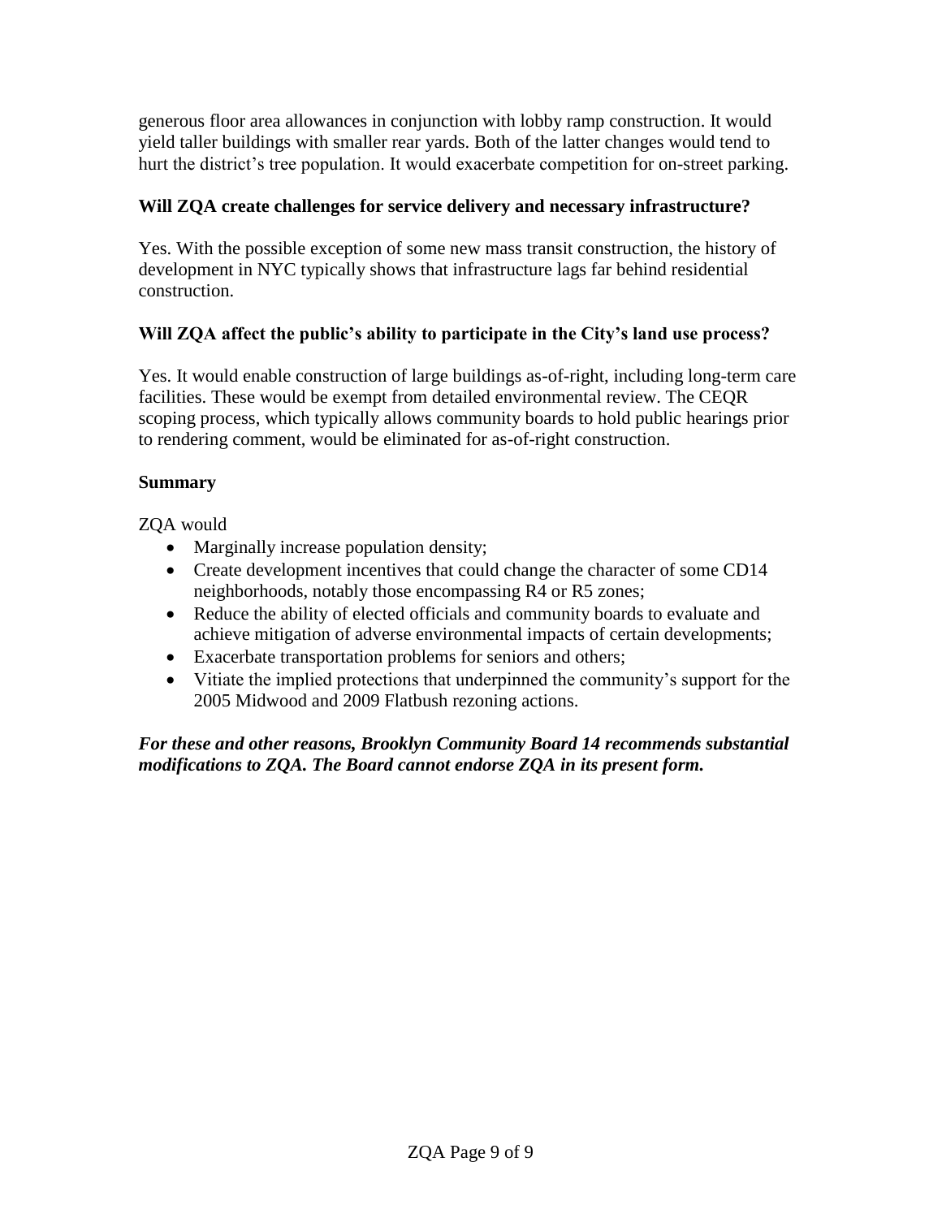generous floor area allowances in conjunction with lobby ramp construction. It would yield taller buildings with smaller rear yards. Both of the latter changes would tend to hurt the district's tree population. It would exacerbate competition for on-street parking.

**Will ZQA create challenges for service delivery and necessary infrastructure?**

Yes. With the possible exception of some new mass transit construction, the history of development in NYC typically shows that infrastructure lags far behind residential construction.

**Will ZQA affect the public's ability to participate in the City's land use process?**

Yes. It would enable construction of large buildings as-of-right, including long-term care facilities. These would be exempt from detailed environmental review. The CEQR scoping process, which typically allows community boards to hold public hearings prior to rendering comment, would be eliminated for as-of-right construction.

**Summary**

ZQA would

- Marginally increase population density;
- Create development incentives that could change the character of some CD14 neighborhoods, notably those encompassing R4 or R5 zones;
- Reduce the ability of elected officials and community boards to evaluate and achieve mitigation of adverse environmental impacts of certain developments;
- Exacerbate transportation problems for seniors and others;
- Vitiate the implied protections that underpinned the community's support for the 2005 Midwood and 2009 Flatbush rezoning actions.

***For these and other reasons, Brooklyn Community Board 14 recommends substantial modifications to ZQA. The Board cannot endorse ZQA in its present form.***